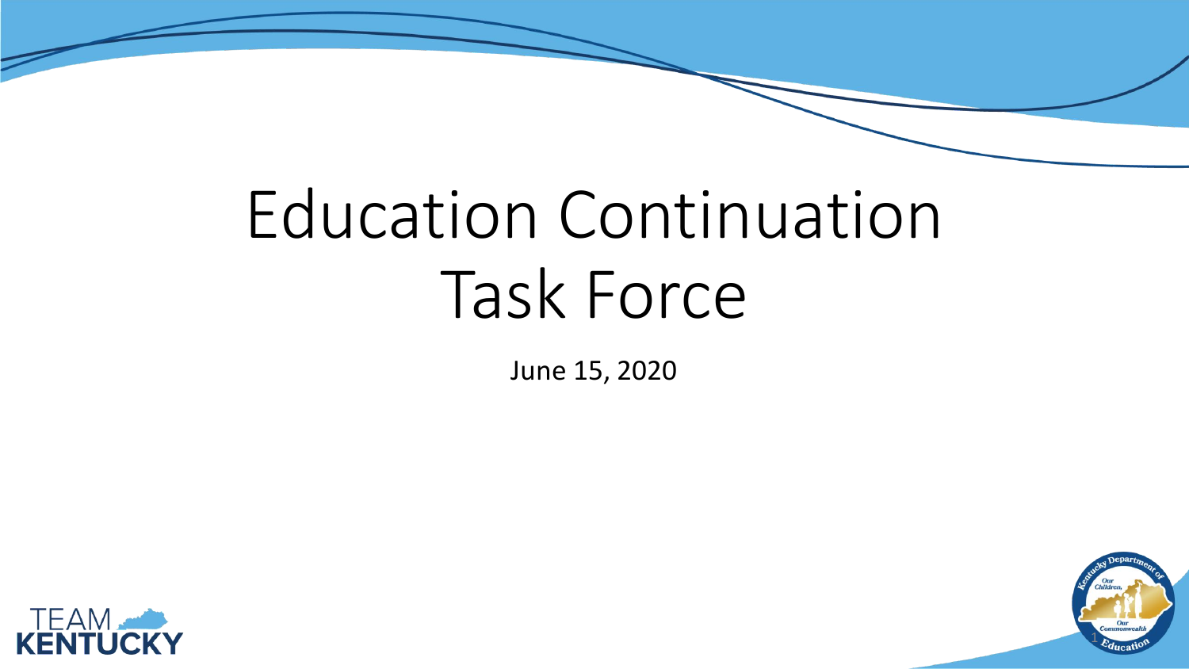# Education Continuation Task Force

June 15, 2020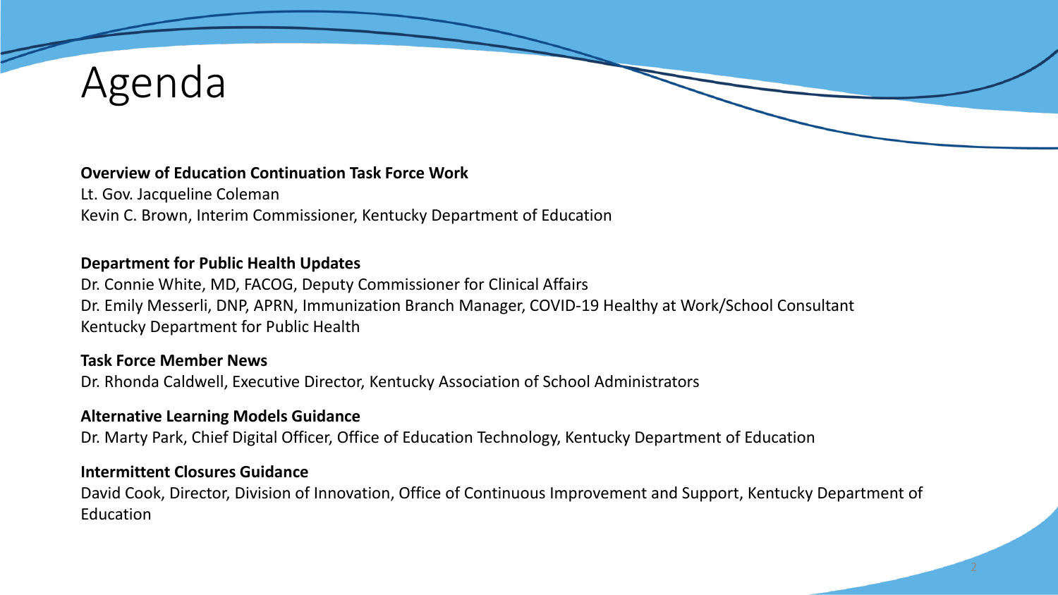# Agenda

**Overview of Education Continuation Task Force Work**
Lt. Gov. Jacqueline Coleman
Kevin C. Brown, Interim Commissioner, Kentucky Department of Education

**Department for Public Health Updates**
Dr. Connie White, MD, FACOG, Deputy Commissioner for Clinical Affairs
Dr. Emily Messerli, DNP, APRN, Immunization Branch Manager, COVID-19 Healthy at Work/School Consultant
Kentucky Department for Public Health

**Task Force Member News**
Dr. Rhonda Caldwell, Executive Director, Kentucky Association of School Administrators

**Alternative Learning Models Guidance**
Dr. Marty Park, Chief Digital Officer, Office of Education Technology, Kentucky Department of Education

**Intermittent Closures Guidance**
David Cook, Director, Division of Innovation, Office of Continuous Improvement and Support, Kentucky Department of Education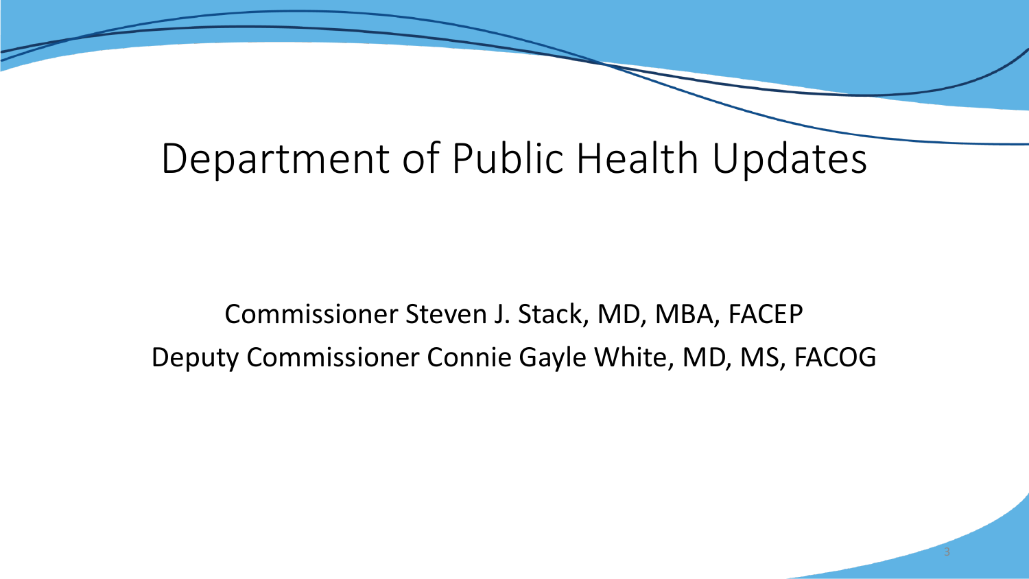# Department of Public Health Updates

Commissioner Steven J. Stack, MD, MBA, FACEP

Deputy Commissioner Connie Gayle White, MD, MS, FACOG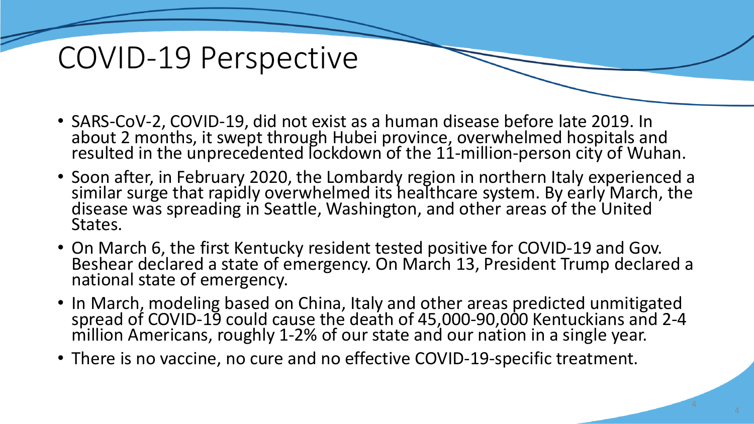# COVID-19 Perspective

- SARS-CoV-2, COVID-19, did not exist as a human disease before late 2019. In about 2 months, it swept through Hubei province, overwhelmed hospitals and resulted in the unprecedented lockdown of the 11-million-person city of Wuhan.
- Soon after, in February 2020, the Lombardy region in northern Italy experienced a similar surge that rapidly overwhelmed its healthcare system. By early March, the disease was spreading in Seattle, Washington, and other areas of the United States.
- On March 6, the first Kentucky resident tested positive for COVID-19 and Gov. Beshear declared a state of emergency. On March 13, President Trump declared a national state of emergency.
- In March, modeling based on China, Italy and other areas predicted unmitigated spread of COVID-19 could cause the death of 45,000-90,000 Kentuckians and 2-4 million Americans, roughly 1-2% of our state and our nation in a single year.
- There is no vaccine, no cure and no effective COVID-19-specific treatment.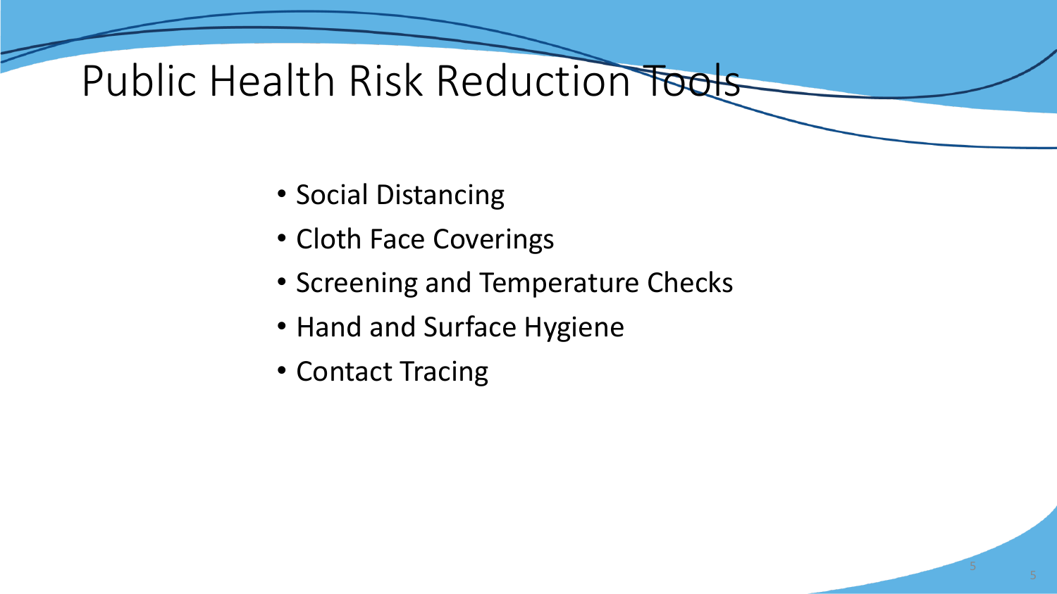# Public Health Risk Reduction Tools

- Social Distancing
- Cloth Face Coverings
- Screening and Temperature Checks
- Hand and Surface Hygiene
- Contact Tracing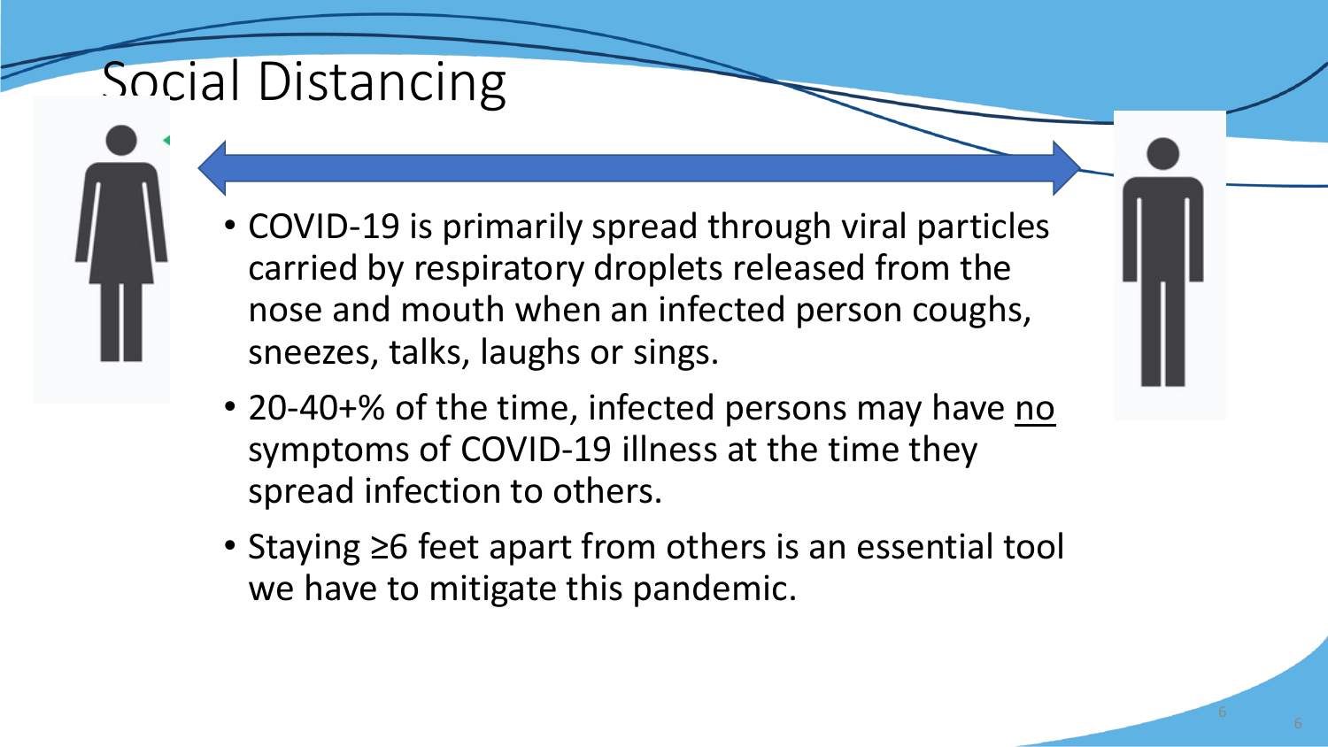# Social Distancing

- COVID-19 is primarily spread through viral particles carried by respiratory droplets released from the nose and mouth when an infected person coughs, sneezes, talks, laughs or sings.
- 20-40+% of the time, infected persons may have <u>no</u> symptoms of COVID-19 illness at the time they spread infection to others.
- Staying ≥6 feet apart from others is an essential tool we have to mitigate this pandemic.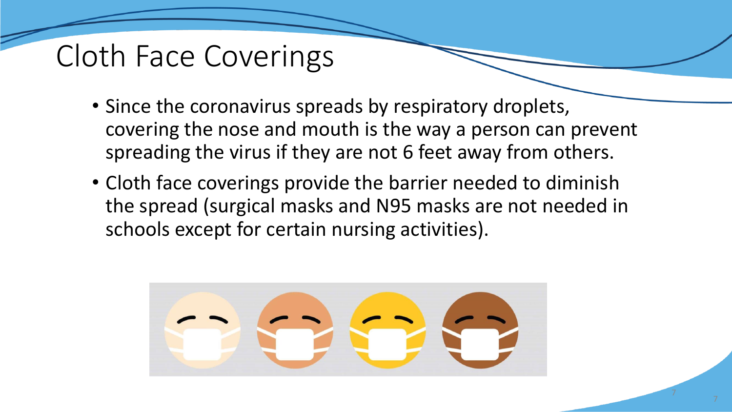# Cloth Face Coverings

- Since the coronavirus spreads by respiratory droplets, covering the nose and mouth is the way a person can prevent spreading the virus if they are not 6 feet away from others.
- Cloth face coverings provide the barrier needed to diminish the spread (surgical masks and N95 masks are not needed in schools except for certain nursing activities).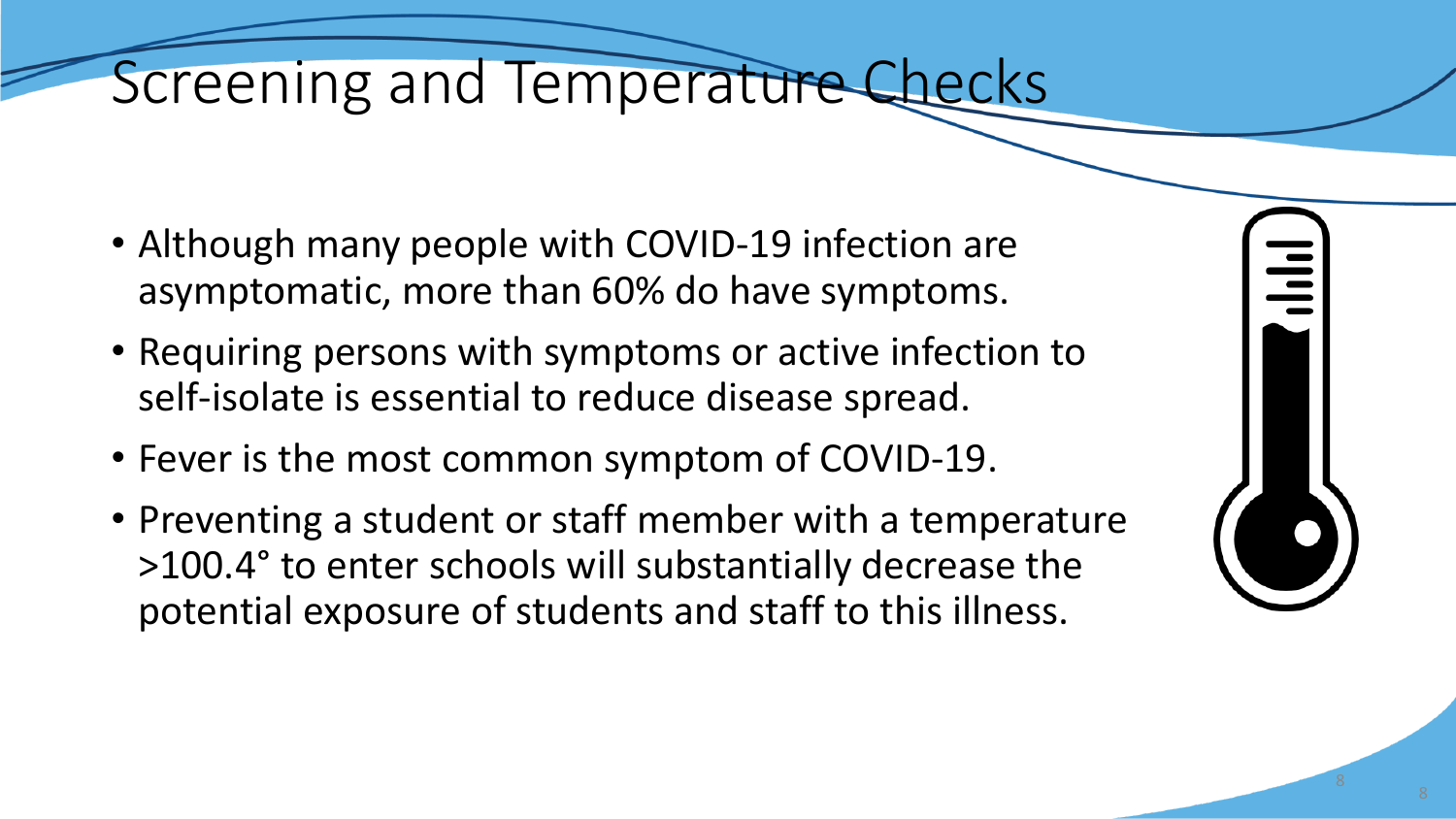# Screening and Temperature Checks

- Although many people with COVID-19 infection are asymptomatic, more than 60% do have symptoms.
- Requiring persons with symptoms or active infection to self-isolate is essential to reduce disease spread.
- Fever is the most common symptom of COVID-19.
- Preventing a student or staff member with a temperature >100.4° to enter schools will substantially decrease the potential exposure of students and staff to this illness.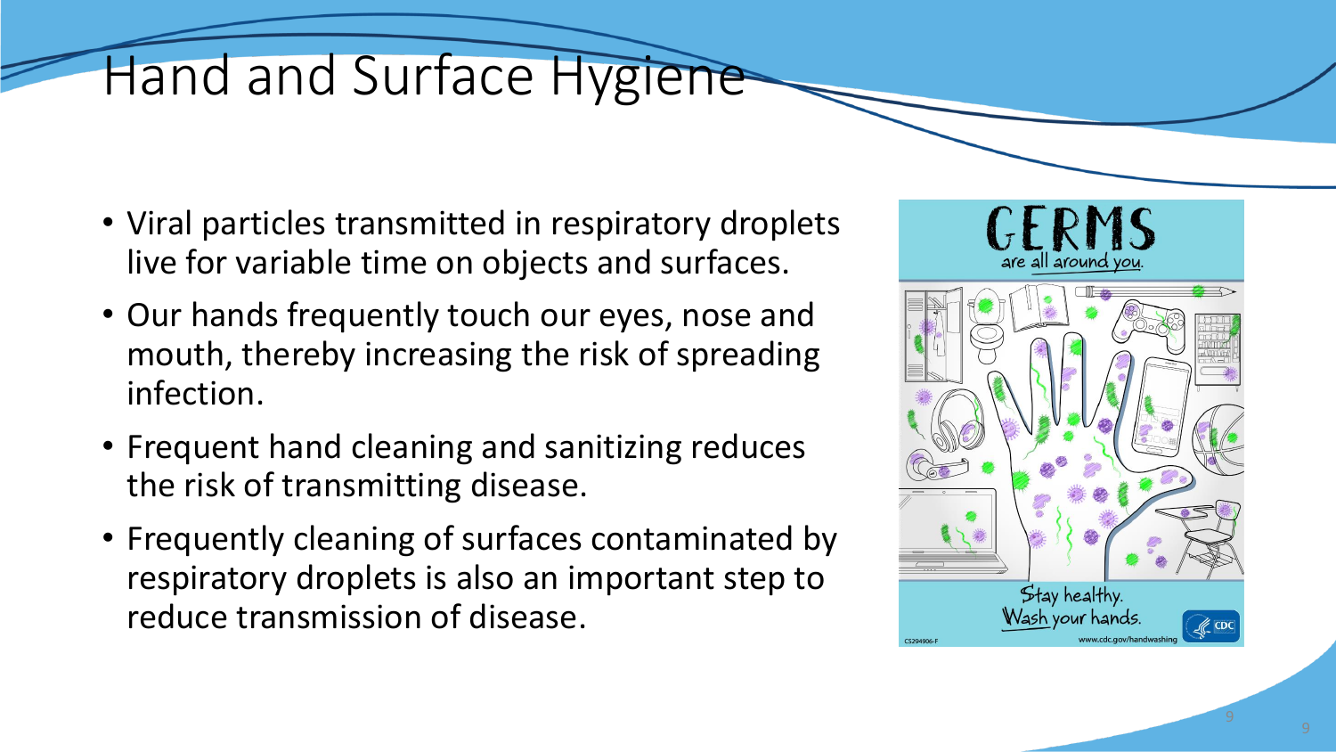# Hand and Surface Hygiene

- Viral particles transmitted in respiratory droplets live for variable time on objects and surfaces.
- Our hands frequently touch our eyes, nose and mouth, thereby increasing the risk of spreading infection.
- Frequent hand cleaning and sanitizing reduces the risk of transmitting disease.
- Frequently cleaning of surfaces contaminated by respiratory droplets is also an important step to reduce transmission of disease.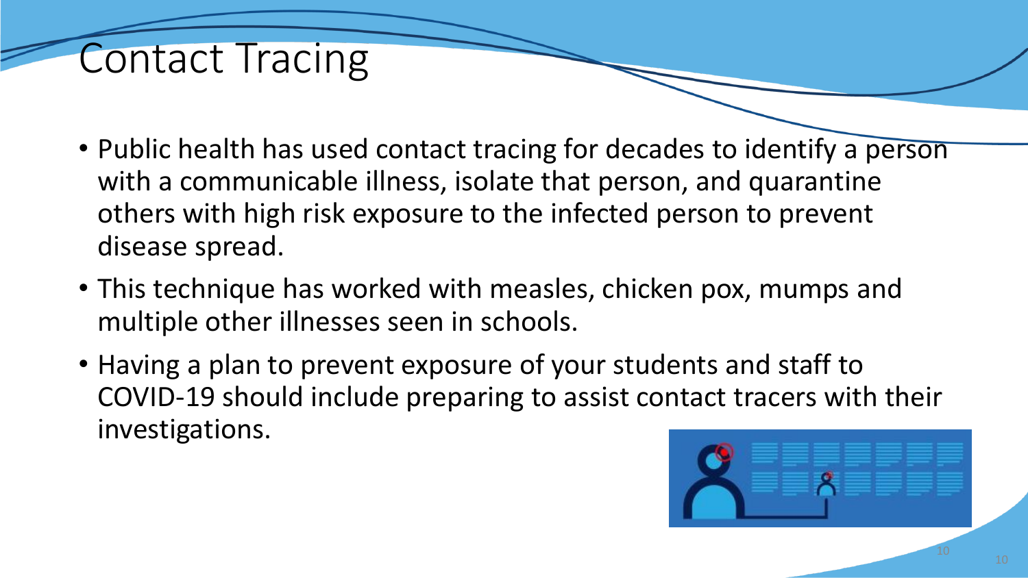# Contact Tracing

- Public health has used contact tracing for decades to identify a person with a communicable illness, isolate that person, and quarantine others with high risk exposure to the infected person to prevent disease spread.
- This technique has worked with measles, chicken pox, mumps and multiple other illnesses seen in schools.
- Having a plan to prevent exposure of your students and staff to COVID-19 should include preparing to assist contact tracers with their investigations.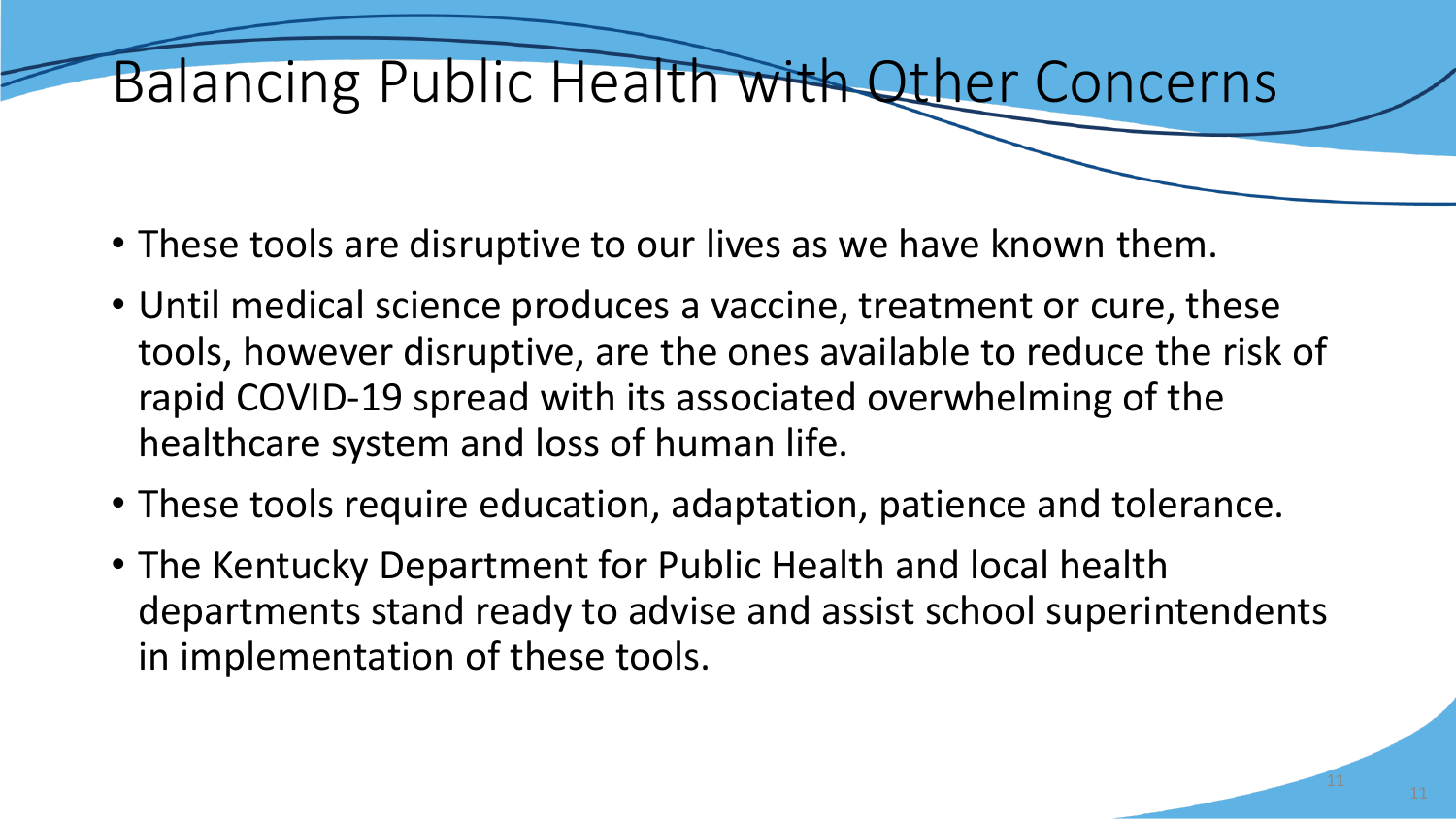# Balancing Public Health with Other Concerns

- These tools are disruptive to our lives as we have known them.
- Until medical science produces a vaccine, treatment or cure, these tools, however disruptive, are the ones available to reduce the risk of rapid COVID-19 spread with its associated overwhelming of the healthcare system and loss of human life.
- These tools require education, adaptation, patience and tolerance.
- The Kentucky Department for Public Health and local health departments stand ready to advise and assist school superintendents in implementation of these tools.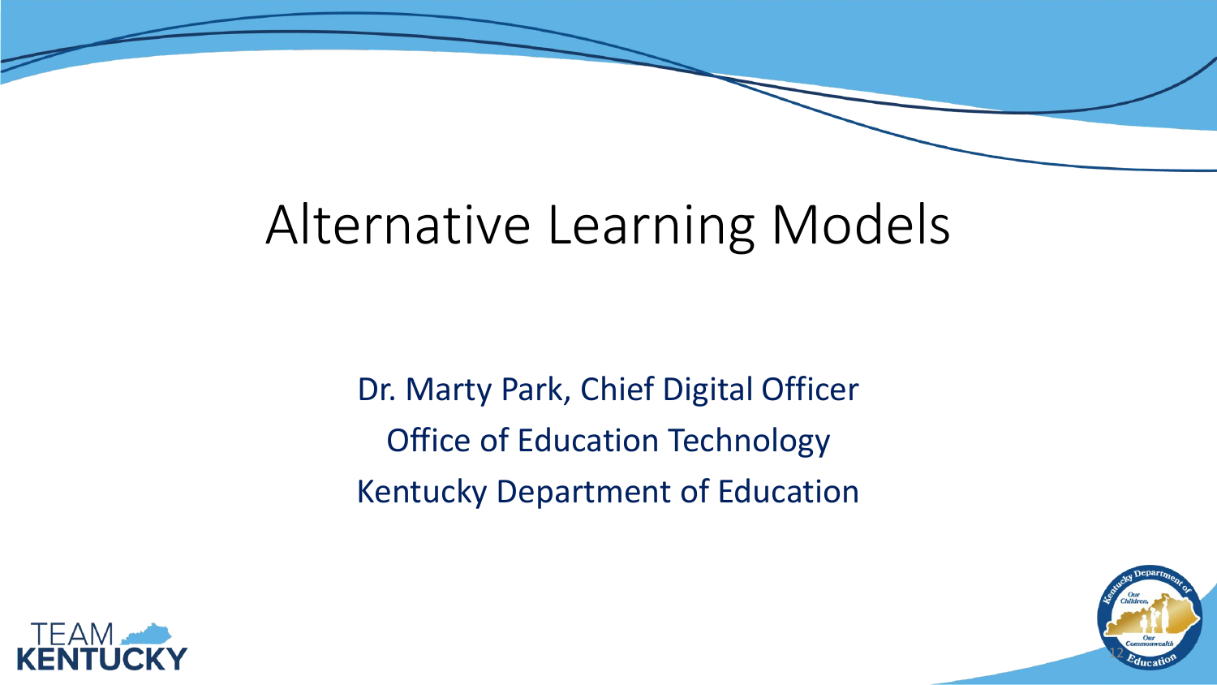# Alternative Learning Models

Dr. Marty Park, Chief Digital Officer

Office of Education Technology

Kentucky Department of Education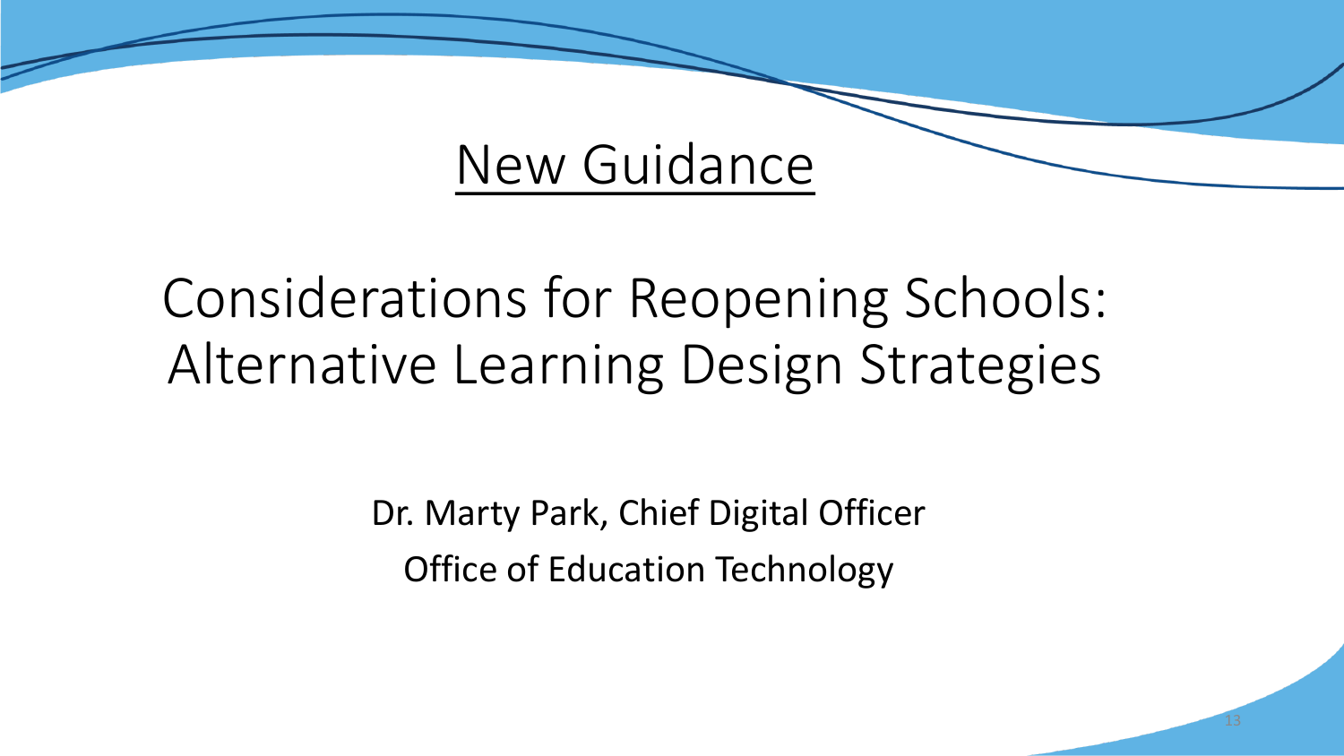# New Guidance

## Considerations for Reopening Schools: Alternative Learning Design Strategies

Dr. Marty Park, Chief Digital Officer

Office of Education Technology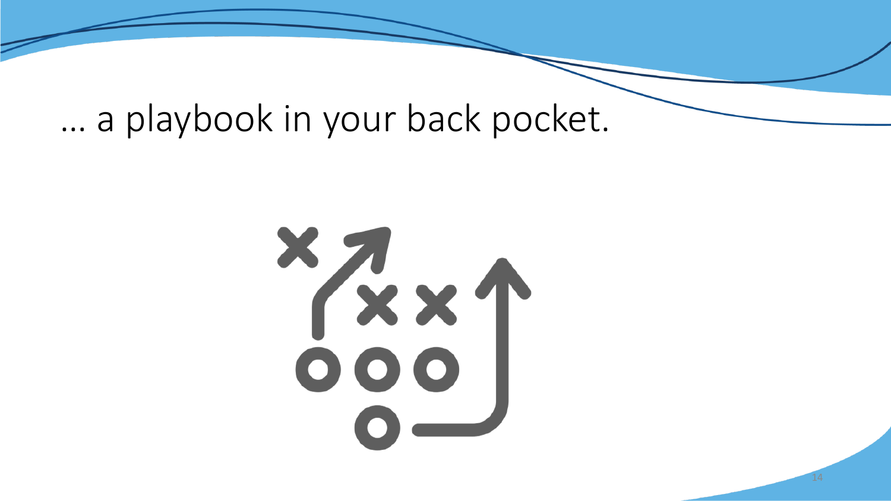# … a playbook in your back pocket.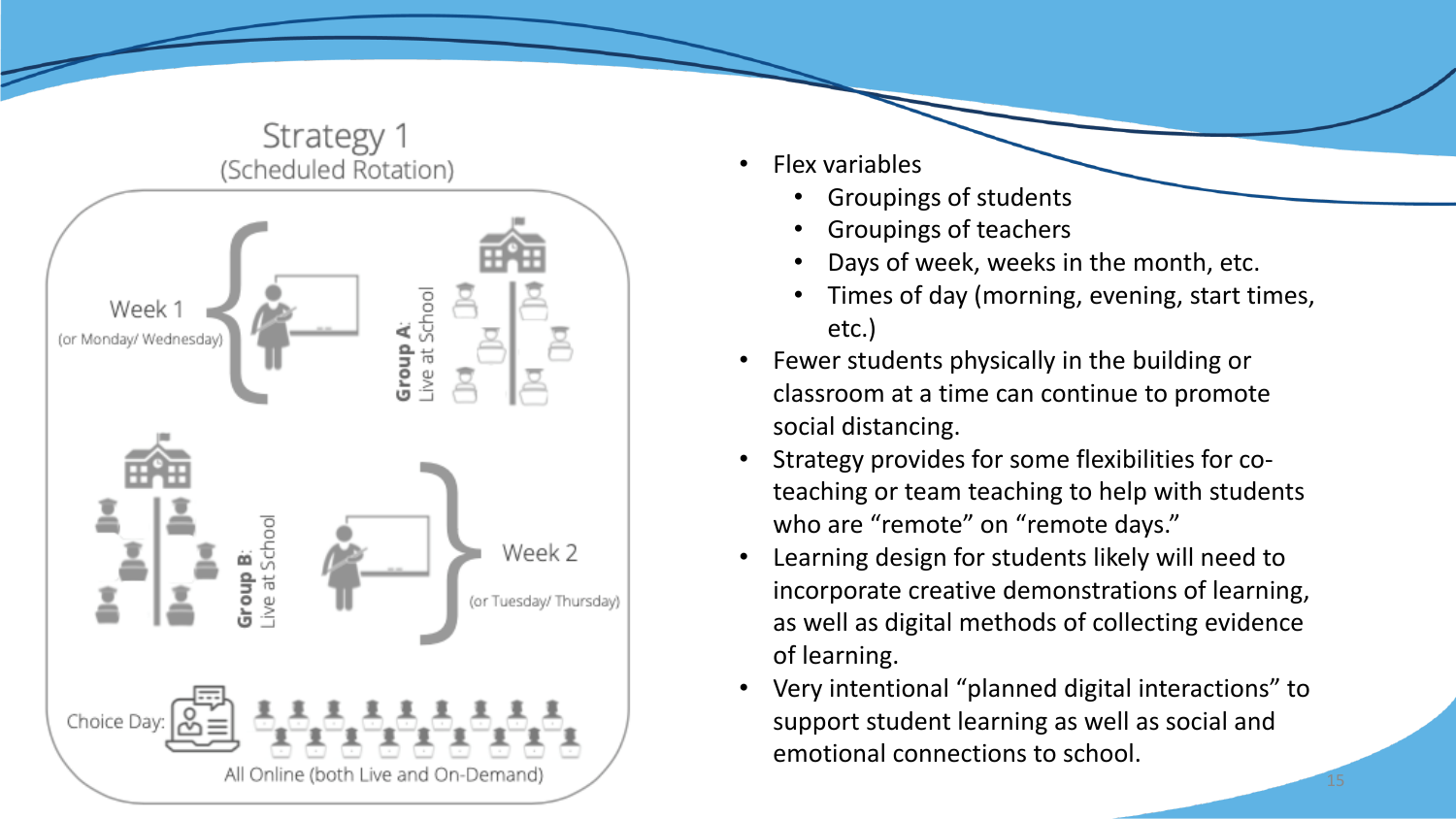## Strategy 1
(Scheduled Rotation)

Week 1
(or Monday/ Wednesday)

**Group A**: Live at School

**Group B**: Live at School

Week 2
(or Tuesday/ Thursday)

Choice Day: All Online (both Live and On-Demand)

- Flex variables
  - Groupings of students
  - Groupings of teachers
  - Days of week, weeks in the month, etc.
  - Times of day (morning, evening, start times, etc.)
- Fewer students physically in the building or classroom at a time can continue to promote social distancing.
- Strategy provides for some flexibilities for co-teaching or team teaching to help with students who are "remote" on "remote days."
- Learning design for students likely will need to incorporate creative demonstrations of learning, as well as digital methods of collecting evidence of learning.
- Very intentional "planned digital interactions" to support student learning as well as social and emotional connections to school.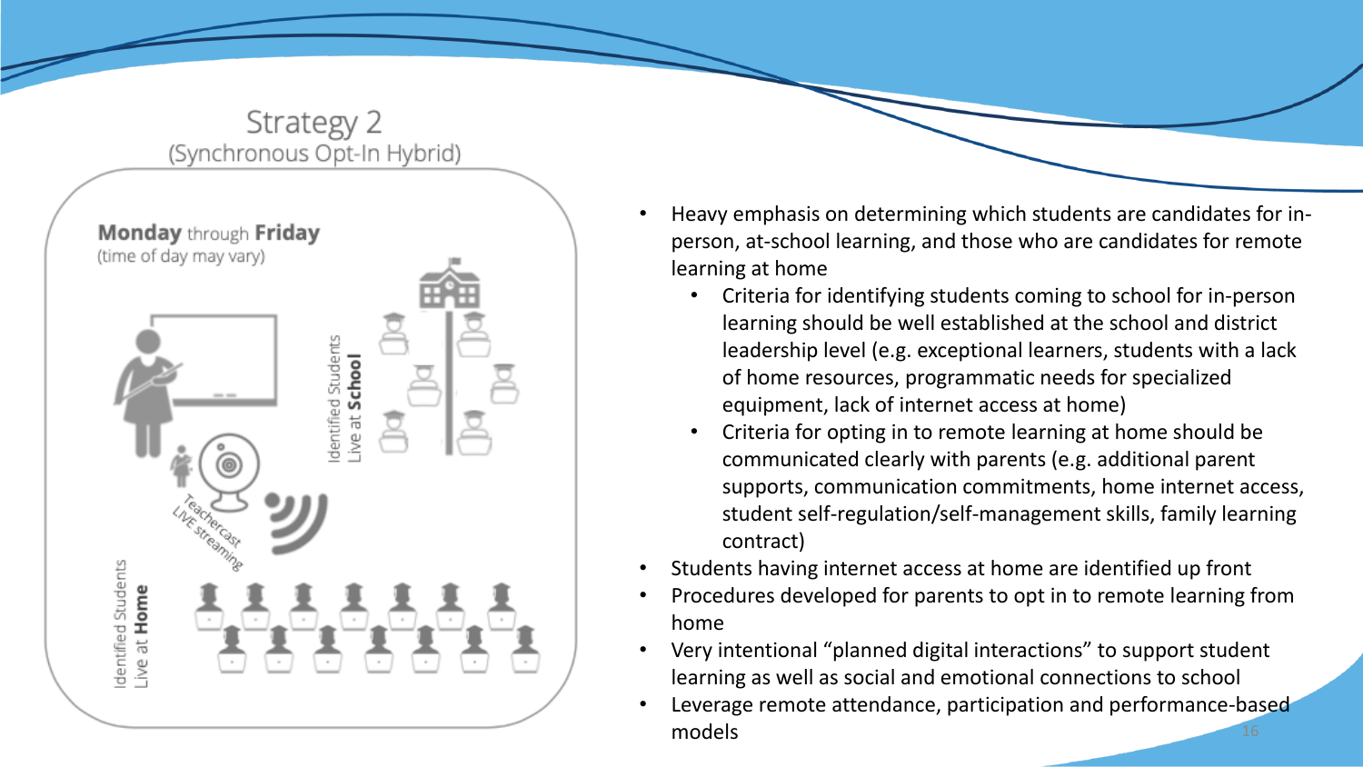## Strategy 2
(Synchronous Opt-In Hybrid)

**Monday** through **Friday**
(time of day may vary)

Identified Students Live at **School**

Teachercast LIVE streaming

Identified Students Live at **Home**

- Heavy emphasis on determining which students are candidates for in-person, at-school learning, and those who are candidates for remote learning at home
  - Criteria for identifying students coming to school for in-person learning should be well established at the school and district leadership level (e.g. exceptional learners, students with a lack of home resources, programmatic needs for specialized equipment, lack of internet access at home)
  - Criteria for opting in to remote learning at home should be communicated clearly with parents (e.g. additional parent supports, communication commitments, home internet access, student self-regulation/self-management skills, family learning contract)
- Students having internet access at home are identified up front
- Procedures developed for parents to opt in to remote learning from home
- Very intentional "planned digital interactions" to support student learning as well as social and emotional connections to school
- Leverage remote attendance, participation and performance-based models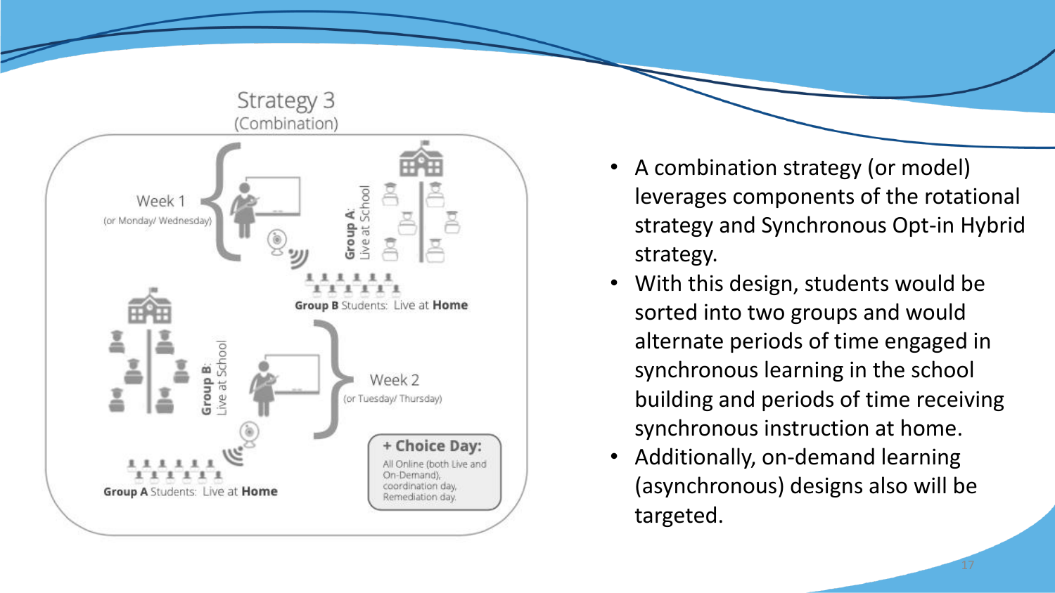## Strategy 3
(Combination)

Week 1
(or Monday/ Wednesday)

**Group A**: Live at School

**Group B** Students: Live at **Home**

**Group B**: Live at School

Week 2
(or Tuesday/ Thursday)

**Group A** Students: Live at **Home**

**+ Choice Day:**
All Online (both Live and On-Demand), coordination day, Remediation day.

- A combination strategy (or model) leverages components of the rotational strategy and Synchronous Opt-in Hybrid strategy.
- With this design, students would be sorted into two groups and would alternate periods of time engaged in synchronous learning in the school building and periods of time receiving synchronous instruction at home.
- Additionally, on-demand learning (asynchronous) designs also will be targeted.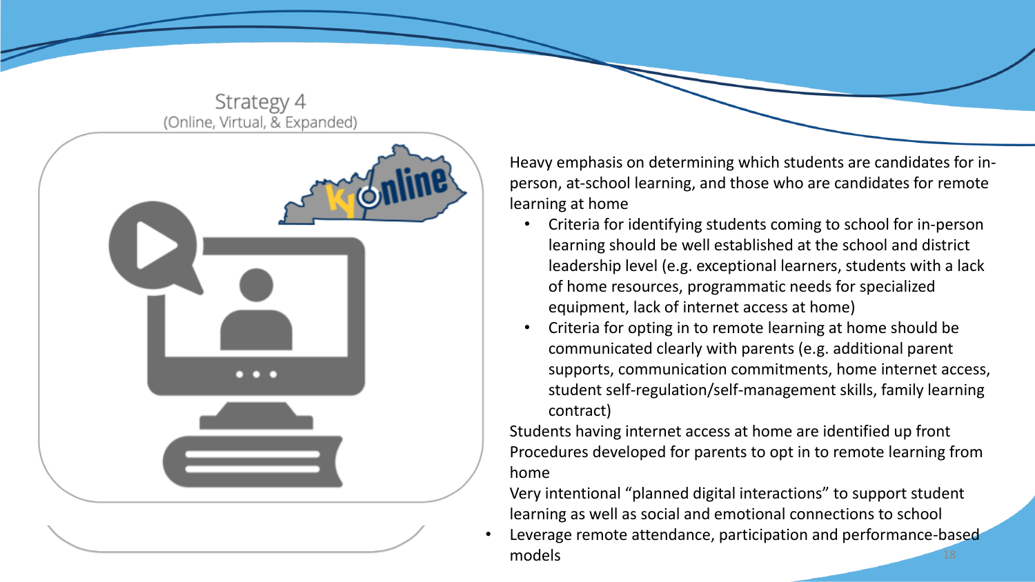## Strategy 4
(Online, Virtual, & Expanded)

Heavy emphasis on determining which students are candidates for in-person, at-school learning, and those who are candidates for remote learning at home

- Criteria for identifying students coming to school for in-person learning should be well established at the school and district leadership level (e.g. exceptional learners, students with a lack of home resources, programmatic needs for specialized equipment, lack of internet access at home)
- Criteria for opting in to remote learning at home should be communicated clearly with parents (e.g. additional parent supports, communication commitments, home internet access, student self-regulation/self-management skills, family learning contract)

Students having internet access at home are identified up front

Procedures developed for parents to opt in to remote learning from home

Very intentional "planned digital interactions" to support student learning as well as social and emotional connections to school

- Leverage remote attendance, participation and performance-based models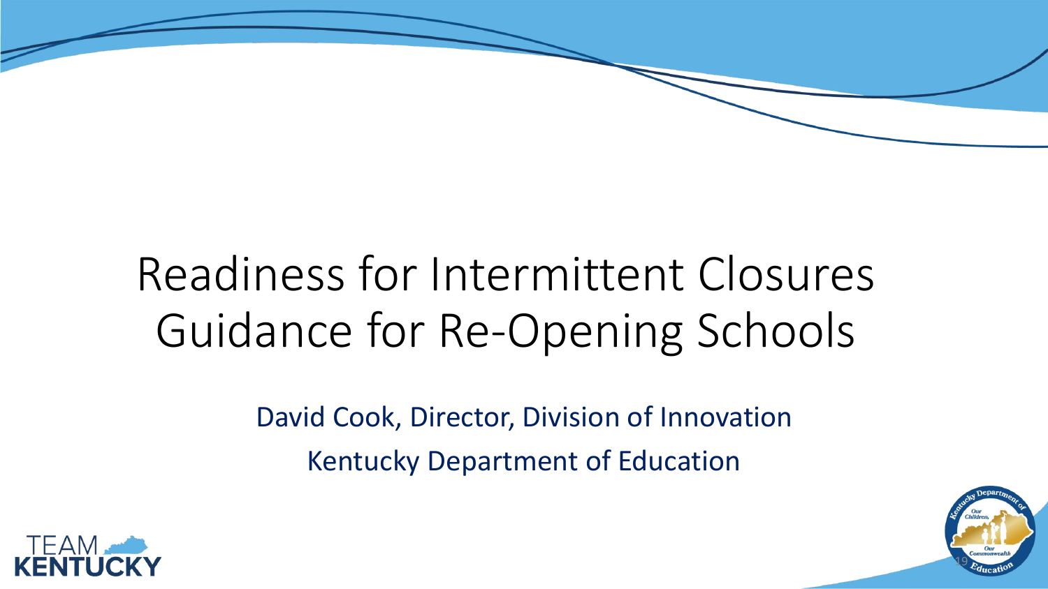# Readiness for Intermittent Closures Guidance for Re-Opening Schools

David Cook, Director, Division of Innovation

Kentucky Department of Education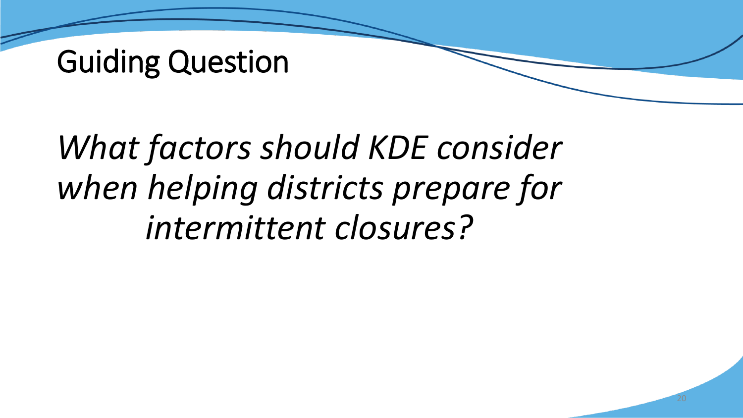# Guiding Question

*What factors should KDE consider when helping districts prepare for intermittent closures?*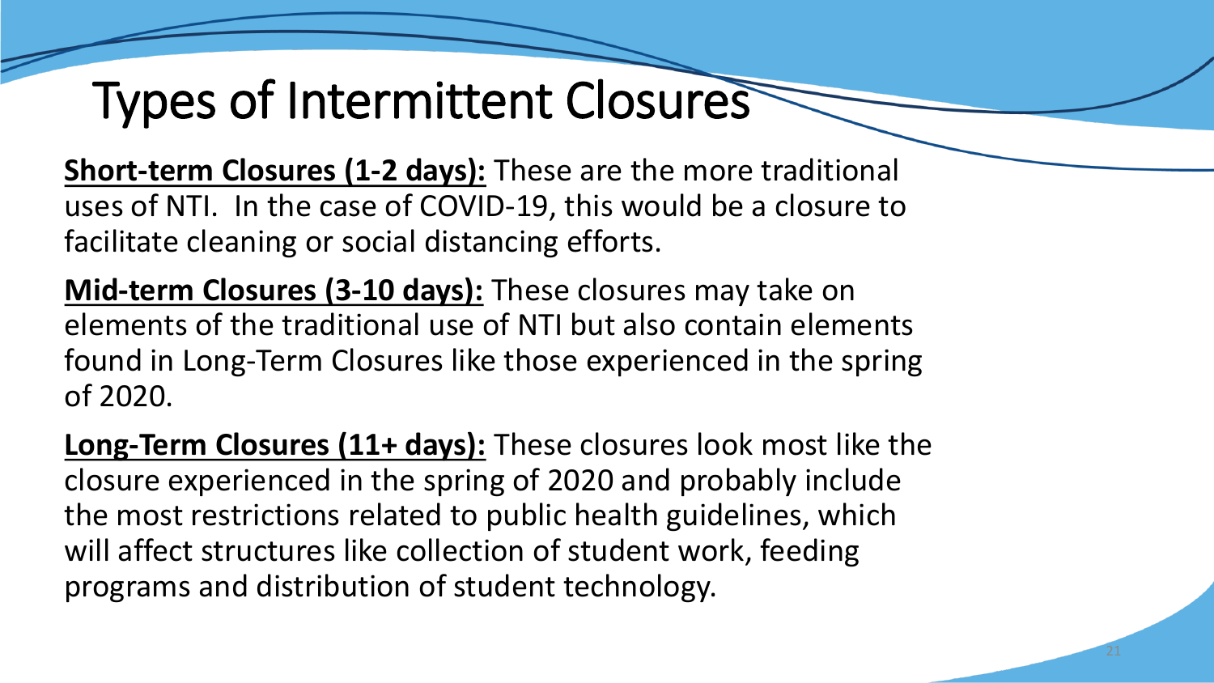# Types of Intermittent Closures

**Short-term Closures (1-2 days):** These are the more traditional uses of NTI. In the case of COVID-19, this would be a closure to facilitate cleaning or social distancing efforts.

**Mid-term Closures (3-10 days):** These closures may take on elements of the traditional use of NTI but also contain elements found in Long-Term Closures like those experienced in the spring of 2020.

**Long-Term Closures (11+ days):** These closures look most like the closure experienced in the spring of 2020 and probably include the most restrictions related to public health guidelines, which will affect structures like collection of student work, feeding programs and distribution of student technology.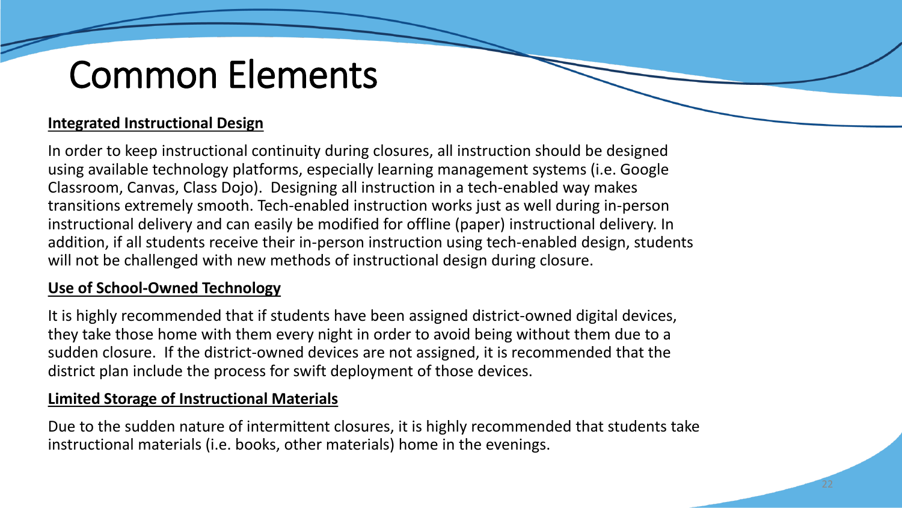# Common Elements

**Integrated Instructional Design**

In order to keep instructional continuity during closures, all instruction should be designed using available technology platforms, especially learning management systems (i.e. Google Classroom, Canvas, Class Dojo). Designing all instruction in a tech-enabled way makes transitions extremely smooth. Tech-enabled instruction works just as well during in-person instructional delivery and can easily be modified for offline (paper) instructional delivery. In addition, if all students receive their in-person instruction using tech-enabled design, students will not be challenged with new methods of instructional design during closure.

**Use of School-Owned Technology**

It is highly recommended that if students have been assigned district-owned digital devices, they take those home with them every night in order to avoid being without them due to a sudden closure. If the district-owned devices are not assigned, it is recommended that the district plan include the process for swift deployment of those devices.

**Limited Storage of Instructional Materials**

Due to the sudden nature of intermittent closures, it is highly recommended that students take instructional materials (i.e. books, other materials) home in the evenings.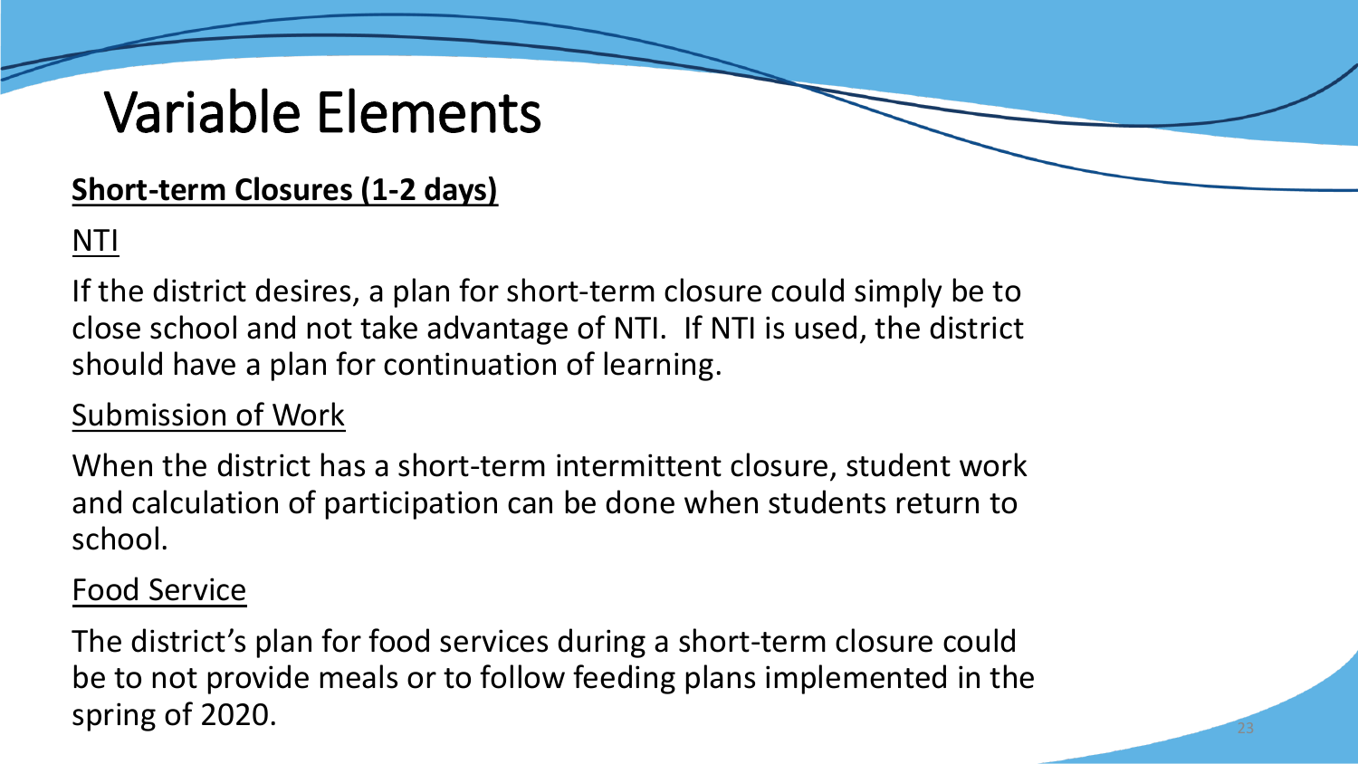# Variable Elements

**Short-term Closures (1-2 days)**

NTI

If the district desires, a plan for short-term closure could simply be to close school and not take advantage of NTI.  If NTI is used, the district should have a plan for continuation of learning.

Submission of Work

When the district has a short-term intermittent closure, student work and calculation of participation can be done when students return to school.

Food Service

The district's plan for food services during a short-term closure could be to not provide meals or to follow feeding plans implemented in the spring of 2020.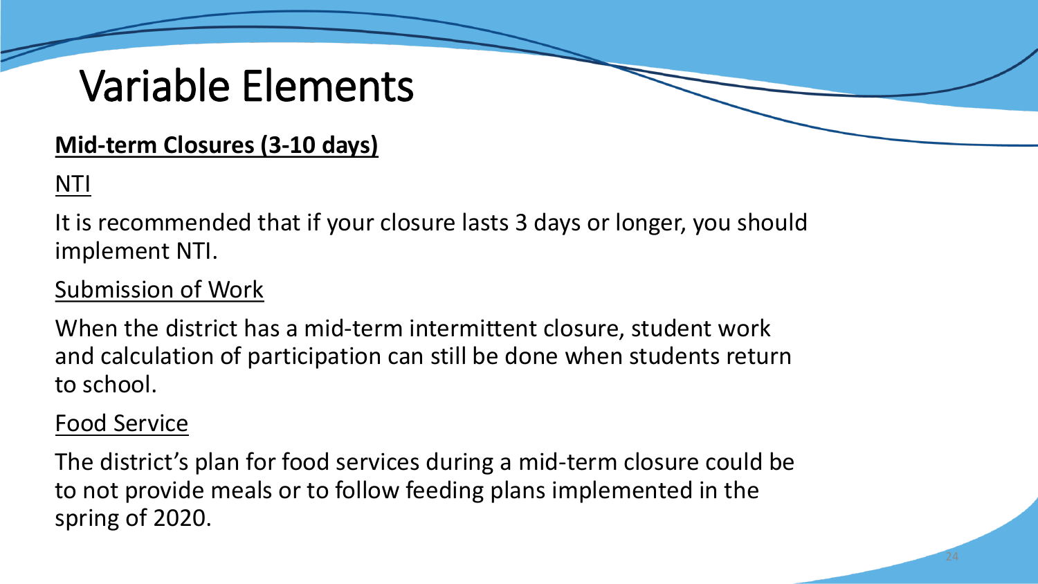# Variable Elements

**Mid-term Closures (3-10 days)**

NTI

It is recommended that if your closure lasts 3 days or longer, you should implement NTI.

Submission of Work

When the district has a mid-term intermittent closure, student work and calculation of participation can still be done when students return to school.

Food Service

The district's plan for food services during a mid-term closure could be to not provide meals or to follow feeding plans implemented in the spring of 2020.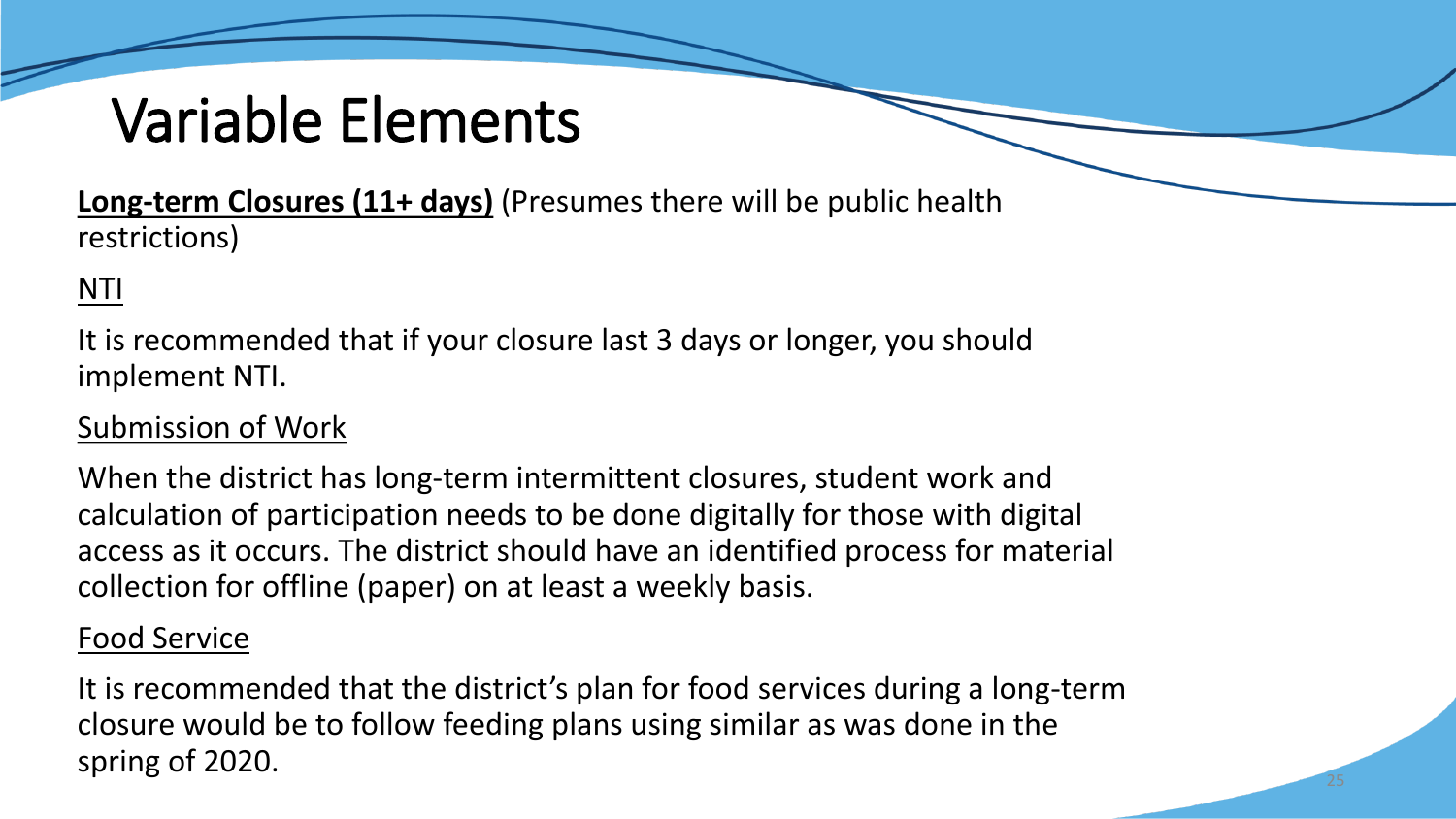# Variable Elements

**Long-term Closures (11+ days)** (Presumes there will be public health restrictions)

NTI

It is recommended that if your closure last 3 days or longer, you should implement NTI.

Submission of Work

When the district has long-term intermittent closures, student work and calculation of participation needs to be done digitally for those with digital access as it occurs. The district should have an identified process for material collection for offline (paper) on at least a weekly basis.

Food Service

It is recommended that the district's plan for food services during a long-term closure would be to follow feeding plans using similar as was done in the spring of 2020.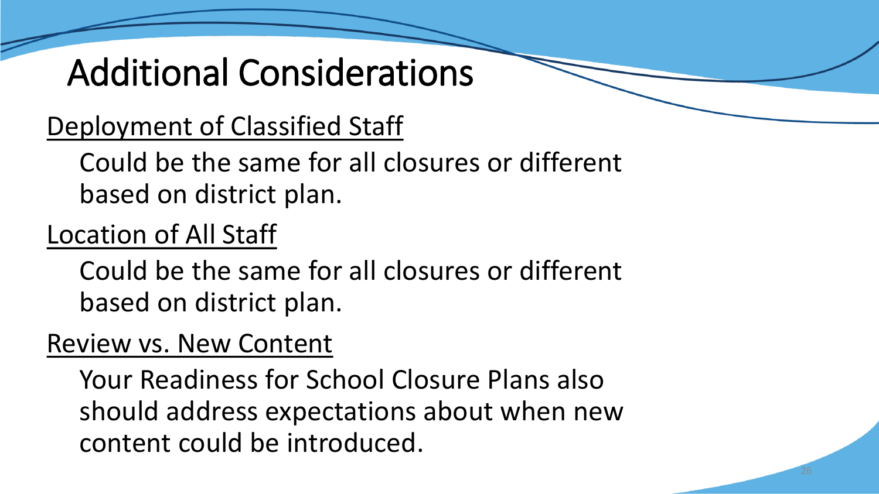# Additional Considerations

<u>Deployment of Classified Staff</u>

Could be the same for all closures or different based on district plan.

<u>Location of All Staff</u>

Could be the same for all closures or different based on district plan.

<u>Review vs. New Content</u>

Your Readiness for School Closure Plans also should address expectations about when new content could be introduced.